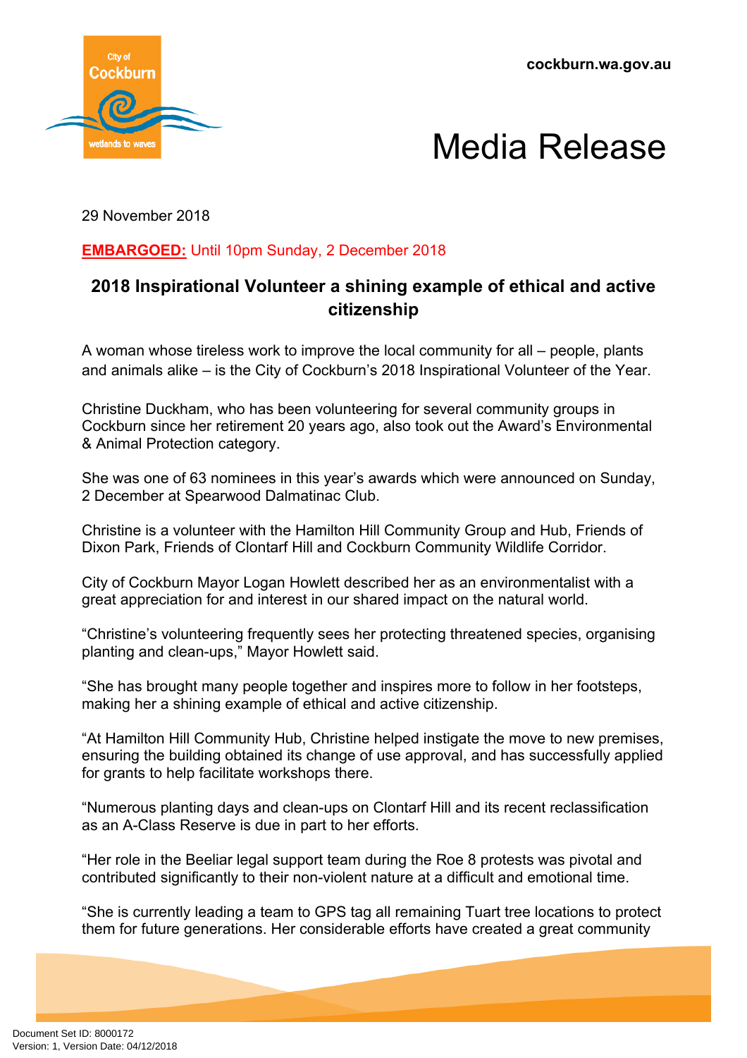cockburn.wa.gov.au

# Media Release

29 November 2018

**EMBARGOED:** Until 10pm Sunday, 2 December 2018

## 2018 Inspirational Volunteer a shining example of ethical and active citizenship

A woman whose tireless work to improve the local community for all – people, plants and animals alike – is the City of Cockburn's 2018 Inspirational Volunteer of the Year.

Christine Duckham, who has been volunteering for several community groups in Cockburn since her retirement 20 years ago, also took out the Award's Environmental & Animal Protection category.

She was one of 63 nominees in this year's awards which were announced on Sunday, 2 December at Spearwood Dalmatinac Club.

Christine is a volunteer with the Hamilton Hill Community Group and Hub, Friends of Dixon Park, Friends of Clontarf Hill and Cockburn Community Wildlife Corridor.

City of Cockburn Mayor Logan Howlett described her as an environmentalist with a great appreciation for and interest in our shared impact on the natural world.

"Christine's volunteering frequently sees her protecting threatened species, organising planting and clean-ups," Mayor Howlett said.

"She has brought many people together and inspires more to follow in her footsteps, making her a shining example of ethical and active citizenship.

"At Hamilton Hill Community Hub, Christine helped instigate the move to new premises, ensuring the building obtained its change of use approval, and has successfully applied for grants to help facilitate workshops there.

"Numerous planting days and clean-ups on Clontarf Hill and its recent reclassification as an A-Class Reserve is due in part to her efforts.

"Her role in the Beeliar legal support team during the Roe 8 protests was pivotal and contributed significantly to their non-violent nature at a difficult and emotional time.

"She is currently leading a team to GPS tag all remaining Tuart tree locations to protect them for future generations. Her considerable efforts have created a great community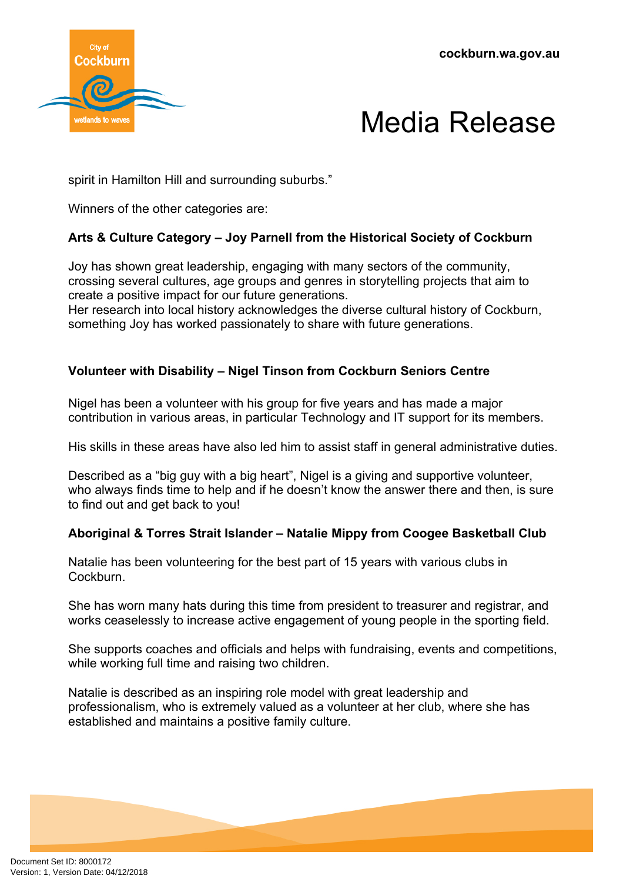spirit in Hamilton Hill and surrounding suburbs."

Winners of the other categories are:

**Arts & Culture Category – Joy Parnell from the Historical Society of Cockburn**

Joy has shown great leadership, engaging with many sectors of the community, crossing several cultures, age groups and genres in storytelling projects that aim to create a positive impact for our future generations.
Her research into local history acknowledges the diverse cultural history of Cockburn, something Joy has worked passionately to share with future generations.

**Volunteer with Disability – Nigel Tinson from Cockburn Seniors Centre**

Nigel has been a volunteer with his group for five years and has made a major contribution in various areas, in particular Technology and IT support for its members.

His skills in these areas have also led him to assist staff in general administrative duties.

Described as a "big guy with a big heart", Nigel is a giving and supportive volunteer, who always finds time to help and if he doesn't know the answer there and then, is sure to find out and get back to you!

**Aboriginal & Torres Strait Islander – Natalie Mippy from Coogee Basketball Club**

Natalie has been volunteering for the best part of 15 years with various clubs in Cockburn.

She has worn many hats during this time from president to treasurer and registrar, and works ceaselessly to increase active engagement of young people in the sporting field.

She supports coaches and officials and helps with fundraising, events and competitions, while working full time and raising two children.

Natalie is described as an inspiring role model with great leadership and professionalism, who is extremely valued as a volunteer at her club, where she has established and maintains a positive family culture.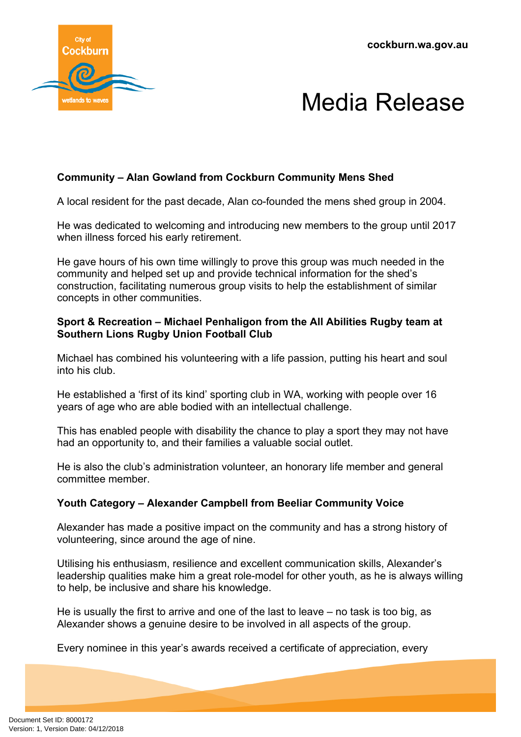**Community – Alan Gowland from Cockburn Community Mens Shed**

A local resident for the past decade, Alan co-founded the mens shed group in 2004.

He was dedicated to welcoming and introducing new members to the group until 2017 when illness forced his early retirement.

He gave hours of his own time willingly to prove this group was much needed in the community and helped set up and provide technical information for the shed's construction, facilitating numerous group visits to help the establishment of similar concepts in other communities.

**Sport & Recreation – Michael Penhaligon from the All Abilities Rugby team at Southern Lions Rugby Union Football Club**

Michael has combined his volunteering with a life passion, putting his heart and soul into his club.

He established a 'first of its kind' sporting club in WA, working with people over 16 years of age who are able bodied with an intellectual challenge.

This has enabled people with disability the chance to play a sport they may not have had an opportunity to, and their families a valuable social outlet.

He is also the club's administration volunteer, an honorary life member and general committee member.

**Youth Category – Alexander Campbell from Beeliar Community Voice**

Alexander has made a positive impact on the community and has a strong history of volunteering, since around the age of nine.

Utilising his enthusiasm, resilience and excellent communication skills, Alexander's leadership qualities make him a great role-model for other youth, as he is always willing to help, be inclusive and share his knowledge.

He is usually the first to arrive and one of the last to leave – no task is too big, as Alexander shows a genuine desire to be involved in all aspects of the group.

Every nominee in this year's awards received a certificate of appreciation, every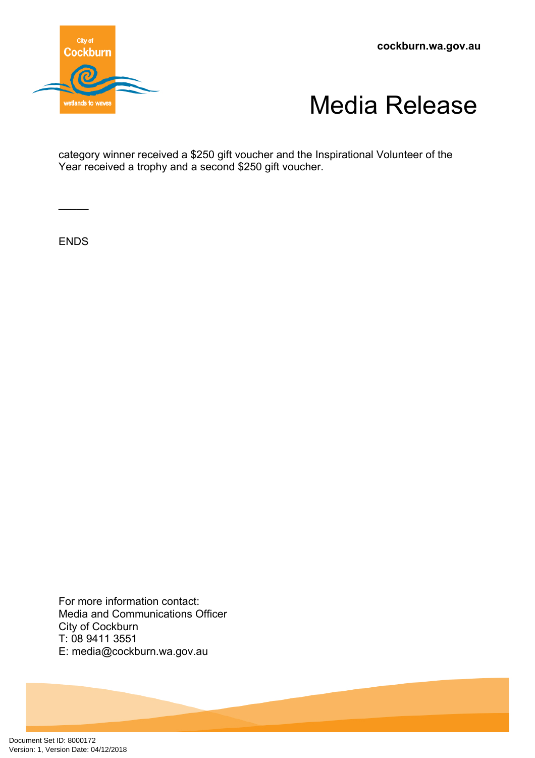category winner received a $250 gift voucher and the Inspirational Volunteer of the Year received a trophy and a second $250 gift voucher.

_____

ENDS

For more information contact:
Media and Communications Officer
City of Cockburn
T: 08 9411 3551
E: media@cockburn.wa.gov.au